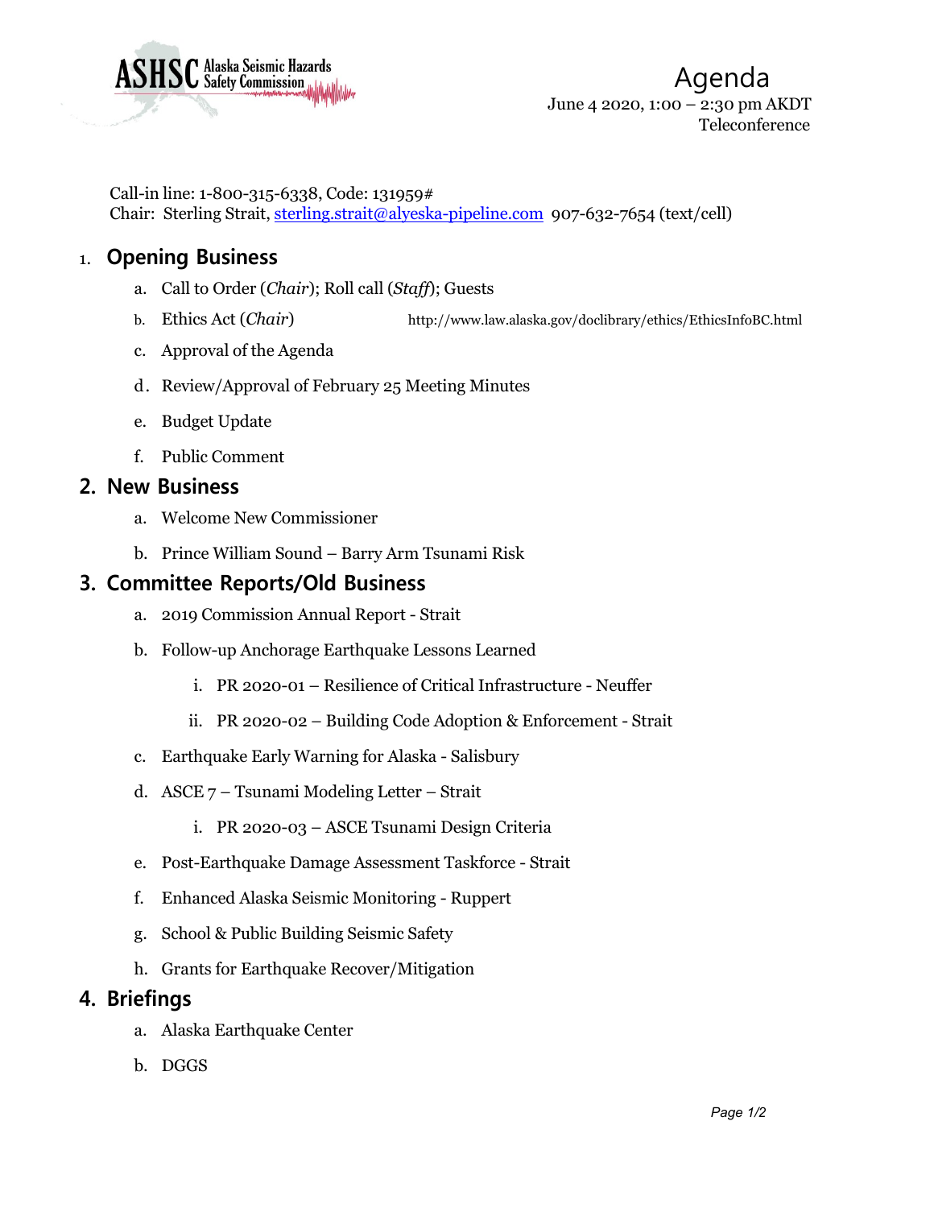ASHSC Alaska Seismic Hazards Safety Commission

# Agenda

June 4 2020, 1:00 – 2:30 pm AKDT
Teleconference

Call-in line: 1-800-315-6338, Code: 131959#
Chair: Sterling Strait, sterling.strait@alyeska-pipeline.com 907-632-7654 (text/cell)

## 1. Opening Business

a. Call to Order (*Chair*); Roll call (*Staff*); Guests

b. Ethics Act (*Chair*) http://www.law.alaska.gov/doclibrary/ethics/EthicsInfoBC.html

c. Approval of the Agenda

d. Review/Approval of February 25 Meeting Minutes

e. Budget Update

f. Public Comment

## 2. New Business

a. Welcome New Commissioner

b. Prince William Sound – Barry Arm Tsunami Risk

## 3. Committee Reports/Old Business

a. 2019 Commission Annual Report - Strait

b. Follow-up Anchorage Earthquake Lessons Learned

   i. PR 2020-01 – Resilience of Critical Infrastructure - Neuffer

   ii. PR 2020-02 – Building Code Adoption & Enforcement - Strait

c. Earthquake Early Warning for Alaska - Salisbury

d. ASCE 7 – Tsunami Modeling Letter – Strait

   i. PR 2020-03 – ASCE Tsunami Design Criteria

e. Post-Earthquake Damage Assessment Taskforce - Strait

f. Enhanced Alaska Seismic Monitoring - Ruppert

g. School & Public Building Seismic Safety

h. Grants for Earthquake Recover/Mitigation

## 4. Briefings

a. Alaska Earthquake Center

b. DGGS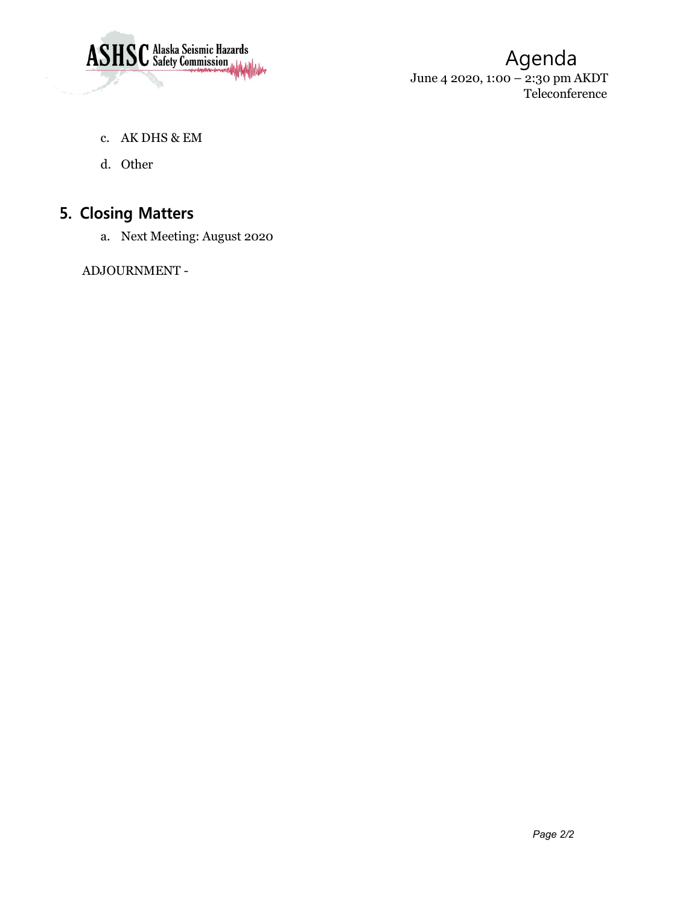c. AK DHS & EM

d. Other

## 5. Closing Matters

a. Next Meeting: August 2020

ADJOURNMENT -